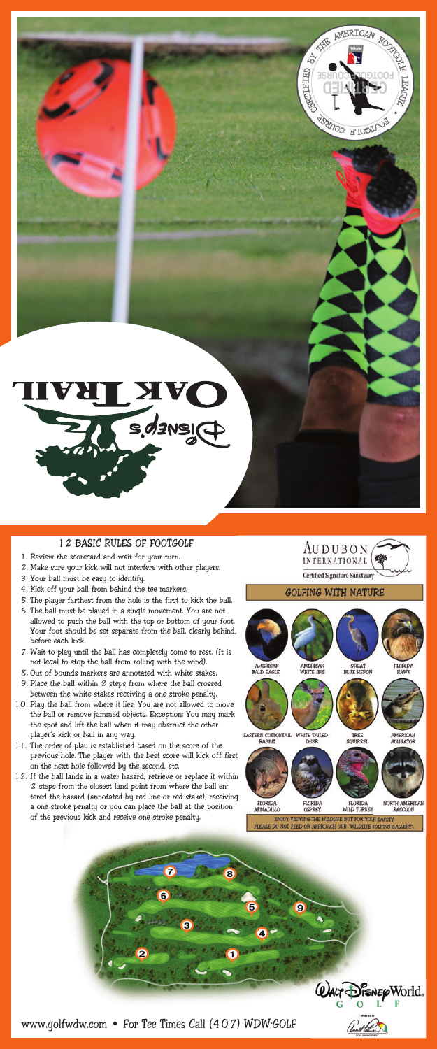# Disney's Oak Trail

CERTIFIED BY THE AMERICAN FOOTGOLF LEAGUE • FOOTGOLF COURSE • CERTIFIED FOOTGOLF COURSE

## 12 BASIC RULES OF FOOTGOLF

1. Review the scorecard and wait for your turn.
2. Make sure your kick will not interfere with other players.
3. Your ball must be easy to identify.
4. Kick off your ball from behind the tee markers.
5. The player farthest from the hole is the first to kick the ball.
6. The ball must be played in a single movement. You are not allowed to push the ball with the top or bottom of your foot. Your foot should be set separate from the ball, clearly behind, before each kick.
7. Wait to play until the ball has completely come to rest. (It is not legal to stop the ball from rolling with the wind).
8. Out of bounds markers are annotated with white stakes.
9. Place the ball within 2 steps from where the ball crossed between the white stakes receiving a one stroke penalty.
10. Play the ball from where it lies: You are not allowed to move the ball or remove jammed objects. Exception: You may mark the spot and lift the ball when it may obstruct the other player's kick or ball in any way.
11. The order of play is established based on the score of the previous hole. The player with the best score will kick off first on the next hole followed by the second, etc.
12. If the ball lands in a water hazard, retrieve or replace it within 2 steps from the closest land point from where the ball entered the hazard (annotated by red line or red stake), receiving a one stroke penalty or you can place the ball at the position of the previous kick and receive one stroke penalty.

AUDUBON INTERNATIONAL
Certified Signature Sanctuary

## GOLFING WITH NATURE

AMERICAN BALD EAGLE · AMERICAN WHITE IBIS · GREAT BLUE HERON · FLORIDA HAWK

EASTERN COTTONTAIL RABBIT · WHITE TAILED DEER · TREE SQUIRREL · AMERICAN ALLIGATOR

FLORIDA ARMADILLO · FLORIDA OSPREY · FLORIDA WILD TURKEY · NORTH AMERICAN RACCOON

ENJOY VIEWING THE WILDLIFE BUT FOR YOUR SAFETY
PLEASE DO NOT FEED OR APPROACH OUR "WILDLIFE GOLFING GALLERY".

1 2 3 4 5 6 7 8 9

Walt Disney World. GOLF

www.golfwdw.com • For Tee Times Call (407) WDW-GOLF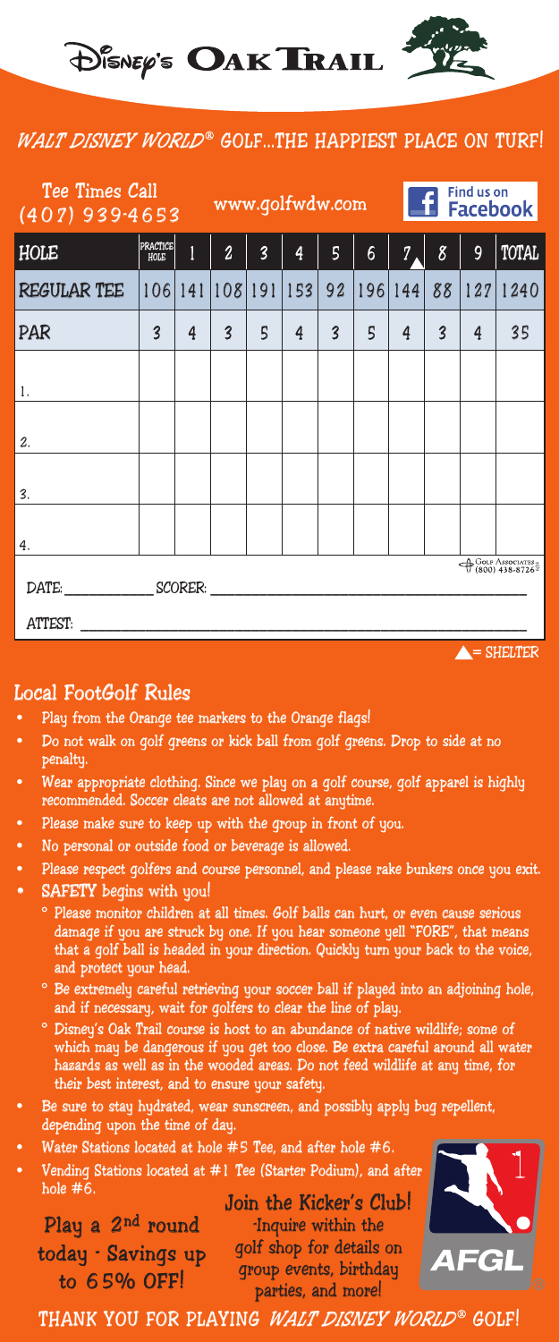# Disney's Oak Trail

## *WALT DISNEY WORLD®* GOLF...THE HAPPIEST PLACE ON TURF!

Tee Times Call (407) 939-4653 www.golfwdw.com Find us on Facebook

| HOLE | PRACTICE HOLE | 1 | 2 | 3 | 4 | 5 | 6 | 7 ▲ | 8 | 9 | TOTAL |
|---|---|---|---|---|---|---|---|---|---|---|---|
| REGULAR TEE | 106 | 141 | 108 | 191 | 153 | 92 | 196 | 144 | 88 | 127 | 1240 |
| PAR | 3 | 4 | 3 | 5 | 4 | 3 | 5 | 4 | 3 | 4 | 35 |
| 1. | | | | | | | | | | | |
| 2. | | | | | | | | | | | |
| 3. | | | | | | | | | | | |
| 4. | | | | | | | | | | | |

Golf Associates (800) 438-8726

DATE: ____________ SCORER: ______________________________________

ATTEST: ______________________________________________________

▲ = SHELTER

## Local FootGolf Rules

- Play from the Orange tee markers to the Orange flags!
- Do not walk on golf greens or kick ball from golf greens. Drop to side at no penalty.
- Wear appropriate clothing. Since we play on a golf course, golf apparel is highly recommended. Soccer cleats are not allowed at anytime.
- Please make sure to keep up with the group in front of you.
- No personal or outside food or beverage is allowed.
- Please respect golfers and course personnel, and please rake bunkers once you exit.
- **SAFETY** begins with you!
  - Please monitor children at all times. Golf balls can hurt, or even cause serious damage if you are struck by one. If you hear someone yell "FORE", that means that a golf ball is headed in your direction. Quickly turn your back to the voice, and protect your head.
  - Be extremely careful retrieving your soccer ball if played into an adjoining hole, and if necessary, wait for golfers to clear the line of play.
  - Disney's Oak Trail course is host to an abundance of native wildlife; some of which may be dangerous if you get too close. Be extra careful around all water hazards as well as in the wooded areas. Do not feed wildlife at any time, for their best interest, and to ensure your safety.
- Be sure to stay hydrated, wear sunscreen, and possibly apply bug repellent, depending upon the time of day.
- Water Stations located at hole #5 Tee, and after hole #6.
- Vending Stations located at #1 Tee (Starter Podium), and after hole #6.

**Play a 2nd round today - Savings up to 65% OFF!**

**Join the Kicker's Club!** -Inquire within the golf shop for details on group events, birthday parties, and more!

AFGL

THANK YOU FOR PLAYING *WALT DISNEY WORLD®* GOLF!